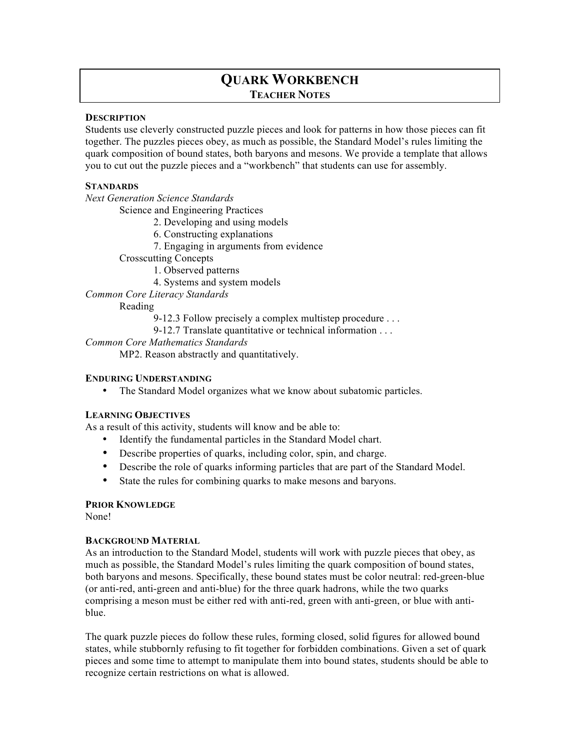# QUARK WORKBENCH
## TEACHER NOTES

**DESCRIPTION**

Students use cleverly constructed puzzle pieces and look for patterns in how those pieces can fit together. The puzzles pieces obey, as much as possible, the Standard Model's rules limiting the quark composition of bound states, both baryons and mesons. We provide a template that allows you to cut out the puzzle pieces and a "workbench" that students can use for assembly.

**STANDARDS**

*Next Generation Science Standards*

- Science and Engineering Practices
  - 2. Developing and using models
  - 6. Constructing explanations
  - 7. Engaging in arguments from evidence
- Crosscutting Concepts
  - 1. Observed patterns
  - 4. Systems and system models

*Common Core Literacy Standards*

- Reading
  - 9-12.3 Follow precisely a complex multistep procedure . . .
  - 9-12.7 Translate quantitative or technical information . . .

*Common Core Mathematics Standards*

- MP2. Reason abstractly and quantitatively.

**ENDURING UNDERSTANDING**

- The Standard Model organizes what we know about subatomic particles.

**LEARNING OBJECTIVES**

As a result of this activity, students will know and be able to:

- Identify the fundamental particles in the Standard Model chart.
- Describe properties of quarks, including color, spin, and charge.
- Describe the role of quarks informing particles that are part of the Standard Model.
- State the rules for combining quarks to make mesons and baryons.

**PRIOR KNOWLEDGE**

None!

**BACKGROUND MATERIAL**

As an introduction to the Standard Model, students will work with puzzle pieces that obey, as much as possible, the Standard Model's rules limiting the quark composition of bound states, both baryons and mesons. Specifically, these bound states must be color neutral: red-green-blue (or anti-red, anti-green and anti-blue) for the three quark hadrons, while the two quarks comprising a meson must be either red with anti-red, green with anti-green, or blue with anti-blue.

The quark puzzle pieces do follow these rules, forming closed, solid figures for allowed bound states, while stubbornly refusing to fit together for forbidden combinations. Given a set of quark pieces and some time to attempt to manipulate them into bound states, students should be able to recognize certain restrictions on what is allowed.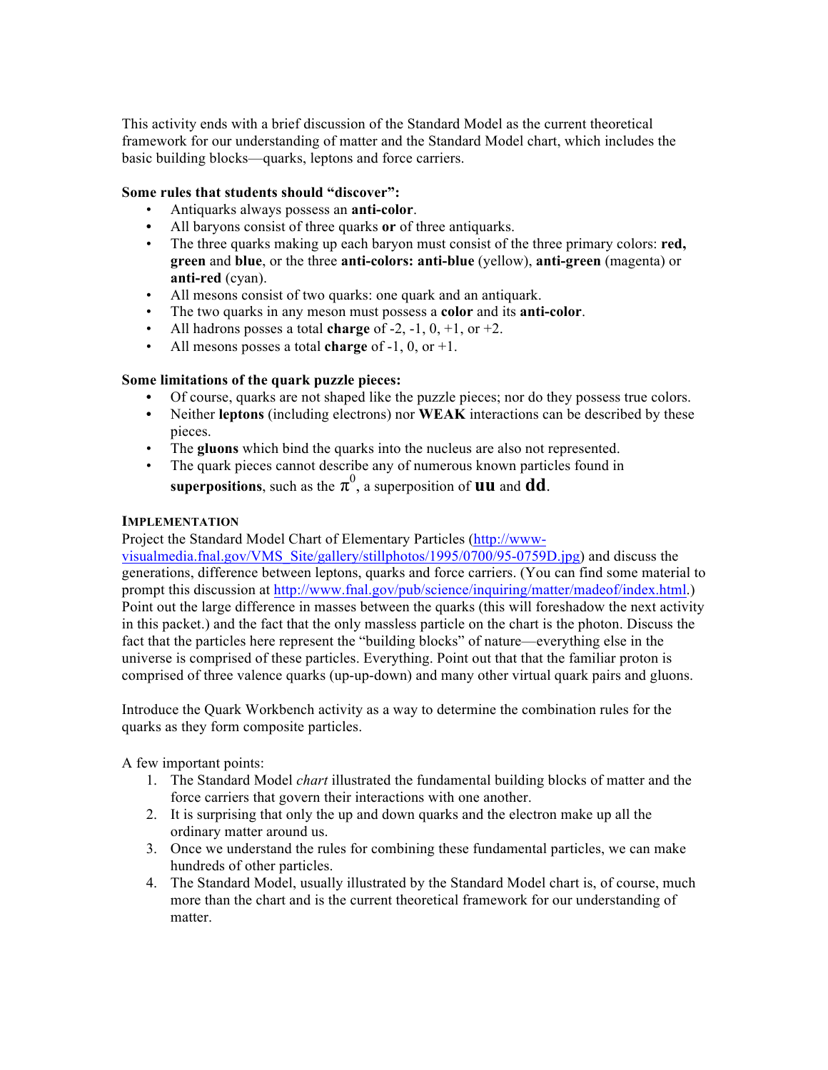This activity ends with a brief discussion of the Standard Model as the current theoretical framework for our understanding of matter and the Standard Model chart, which includes the basic building blocks—quarks, leptons and force carriers.

**Some rules that students should "discover":**

- Antiquarks always possess an **anti-color**.
- All baryons consist of three quarks **or** of three antiquarks.
- The three quarks making up each baryon must consist of the three primary colors: **red, green** and **blue**, or the three **anti-colors: anti-blue** (yellow), **anti-green** (magenta) or **anti-red** (cyan).
- All mesons consist of two quarks: one quark and an antiquark.
- The two quarks in any meson must possess a **color** and its **anti-color**.
- All hadrons posses a total **charge** of -2, -1, 0, +1, or +2.
- All mesons posses a total **charge** of -1, 0, or +1.

**Some limitations of the quark puzzle pieces:**

- Of course, quarks are not shaped like the puzzle pieces; nor do they possess true colors.
- Neither **leptons** (including electrons) nor **WEAK** interactions can be described by these pieces.
- The **gluons** which bind the quarks into the nucleus are also not represented.
- The quark pieces cannot describe any of numerous known particles found in **superpositions**, such as the $\pi^0$, a superposition of **uu** and **dd**.

**IMPLEMENTATION**

Project the Standard Model Chart of Elementary Particles (http://www-visualmedia.fnal.gov/VMS_Site/gallery/stillphotos/1995/0700/95-0759D.jpg) and discuss the generations, difference between leptons, quarks and force carriers. (You can find some material to prompt this discussion at http://www.fnal.gov/pub/science/inquiring/matter/madeof/index.html.) Point out the large difference in masses between the quarks (this will foreshadow the next activity in this packet.) and the fact that the only massless particle on the chart is the photon. Discuss the fact that the particles here represent the "building blocks" of nature—everything else in the universe is comprised of these particles. Everything. Point out that that the familiar proton is comprised of three valence quarks (up-up-down) and many other virtual quark pairs and gluons.

Introduce the Quark Workbench activity as a way to determine the combination rules for the quarks as they form composite particles.

A few important points:

1. The Standard Model *chart* illustrated the fundamental building blocks of matter and the force carriers that govern their interactions with one another.
2. It is surprising that only the up and down quarks and the electron make up all the ordinary matter around us.
3. Once we understand the rules for combining these fundamental particles, we can make hundreds of other particles.
4. The Standard Model, usually illustrated by the Standard Model chart is, of course, much more than the chart and is the current theoretical framework for our understanding of matter.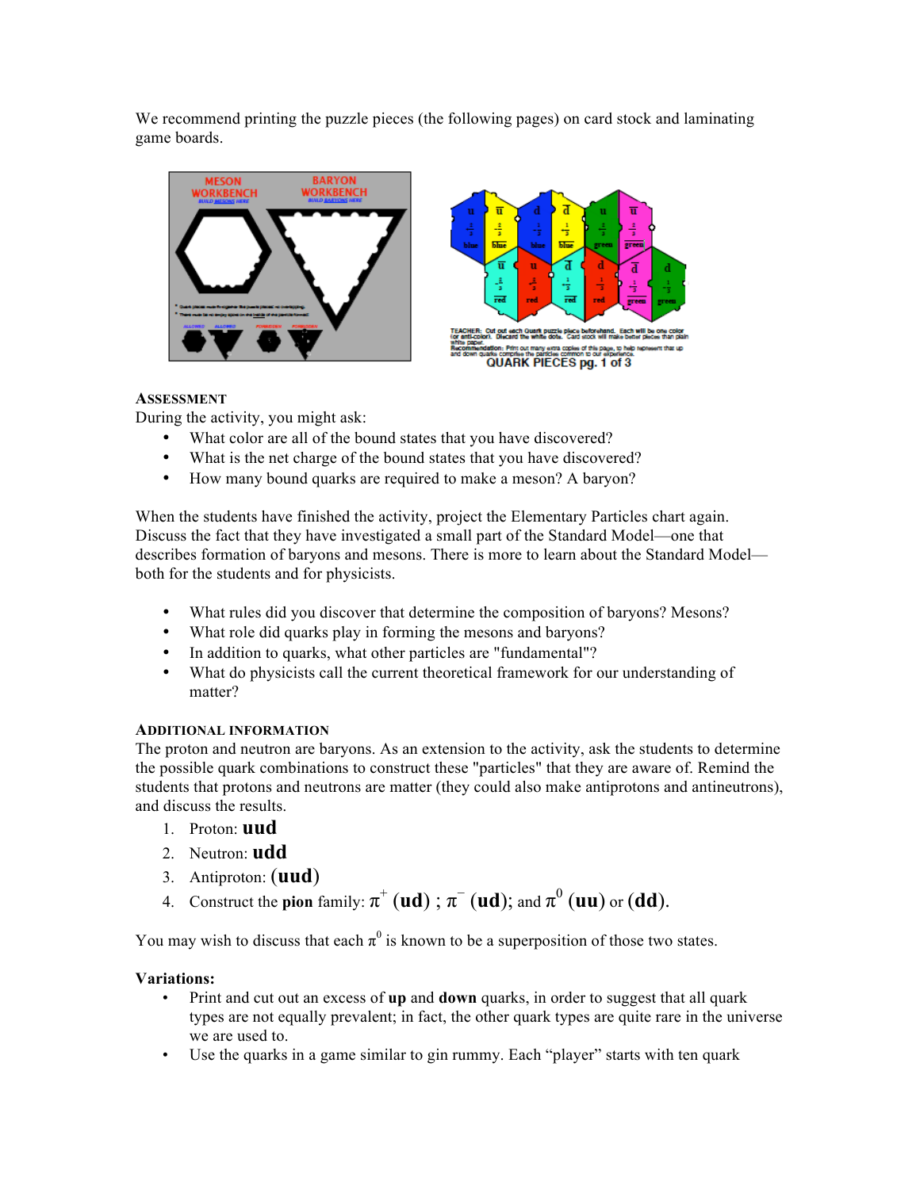We recommend printing the puzzle pieces (the following pages) on card stock and laminating game boards.

### ASSESSMENT

During the activity, you might ask:

- What color are all of the bound states that you have discovered?
- What is the net charge of the bound states that you have discovered?
- How many bound quarks are required to make a meson? A baryon?

When the students have finished the activity, project the Elementary Particles chart again. Discuss the fact that they have investigated a small part of the Standard Model—one that describes formation of baryons and mesons. There is more to learn about the Standard Model—both for the students and for physicists.

- What rules did you discover that determine the composition of baryons? Mesons?
- What role did quarks play in forming the mesons and baryons?
- In addition to quarks, what other particles are "fundamental"?
- What do physicists call the current theoretical framework for our understanding of matter?

### ADDITIONAL INFORMATION

The proton and neutron are baryons. As an extension to the activity, ask the students to determine the possible quark combinations to construct these "particles" that they are aware of. Remind the students that protons and neutrons are matter (they could also make antiprotons and antineutrons), and discuss the results.

1. Proton: **uud**
2. Neutron: **udd**
3. Antiproton: $(\bar{\mathbf{u}}\bar{\mathbf{u}}\bar{\mathbf{d}})$
4. Construct the **pion** family: $\pi^+$ $(\mathbf{u}\bar{\mathbf{d}})$ ; $\pi^-$ $(\bar{\mathbf{u}}\mathbf{d})$; and $\pi^0$ $(\mathbf{u}\bar{\mathbf{u}})$ or $(\mathbf{d}\bar{\mathbf{d}})$.

You may wish to discuss that each $\pi^0$ is known to be a superposition of those two states.

**Variations:**

- Print and cut out an excess of **up** and **down** quarks, in order to suggest that all quark types are not equally prevalent; in fact, the other quark types are quite rare in the universe we are used to.
- Use the quarks in a game similar to gin rummy. Each "player" starts with ten quark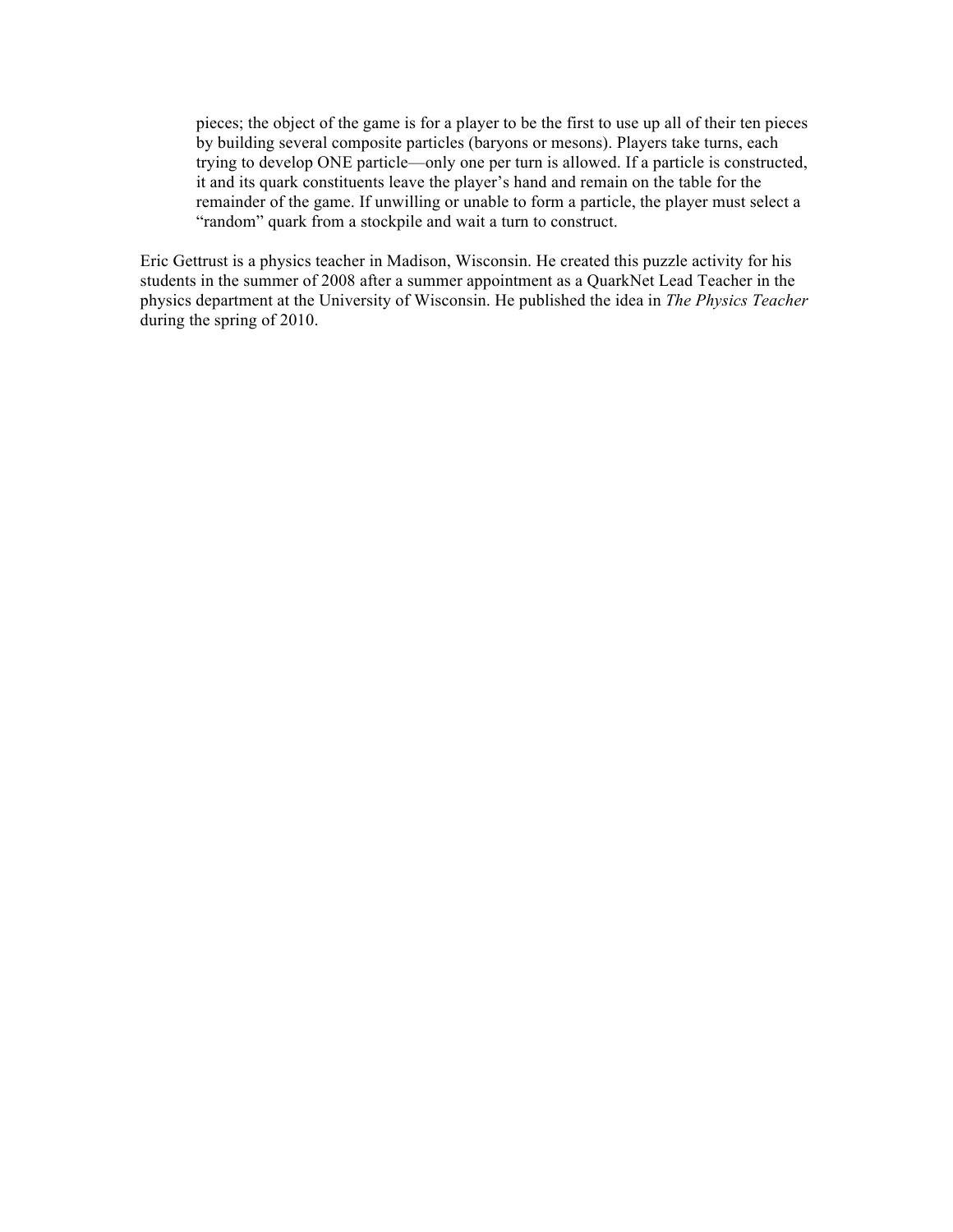pieces; the object of the game is for a player to be the first to use up all of their ten pieces by building several composite particles (baryons or mesons). Players take turns, each trying to develop ONE particle—only one per turn is allowed. If a particle is constructed, it and its quark constituents leave the player's hand and remain on the table for the remainder of the game. If unwilling or unable to form a particle, the player must select a "random" quark from a stockpile and wait a turn to construct.

Eric Gettrust is a physics teacher in Madison, Wisconsin. He created this puzzle activity for his students in the summer of 2008 after a summer appointment as a QuarkNet Lead Teacher in the physics department at the University of Wisconsin. He published the idea in *The Physics Teacher* during the spring of 2010.